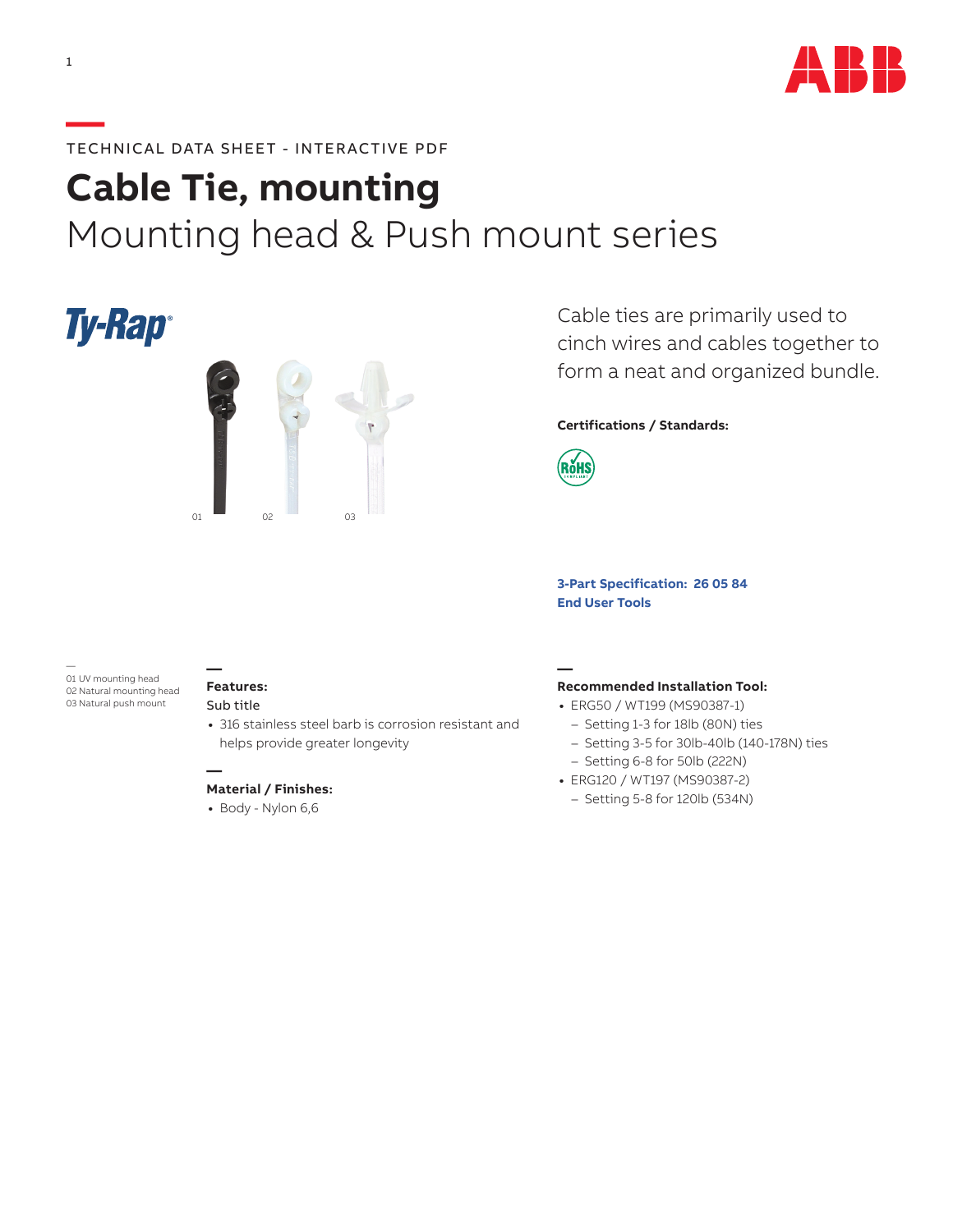TECHNICAL DATA SHEET - INTERACTIVE PDF

# Cable Tie, mounting

## Mounting head & Push mount series

Ty-Rap®

01 02 03

Cable ties are primarily used to cinch wires and cables together to form a neat and organized bundle.

**Certifications / Standards:**

RoHS COMPLIANT

**3-Part Specification: 26 05 84**

**End User Tools**

01 UV mounting head
02 Natural mounting head
03 Natural push mount

### Features:

Sub title

- 316 stainless steel barb is corrosion resistant and helps provide greater longevity

### Material / Finishes:

- Body - Nylon 6,6

### Recommended Installation Tool:

- ERG50 / WT199 (MS90387-1)
  - Setting 1-3 for 18lb (80N) ties
  - Setting 3-5 for 30lb-40lb (140-178N) ties
  - Setting 6-8 for 50lb (222N)
- ERG120 / WT197 (MS90387-2)
  - Setting 5-8 for 120lb (534N)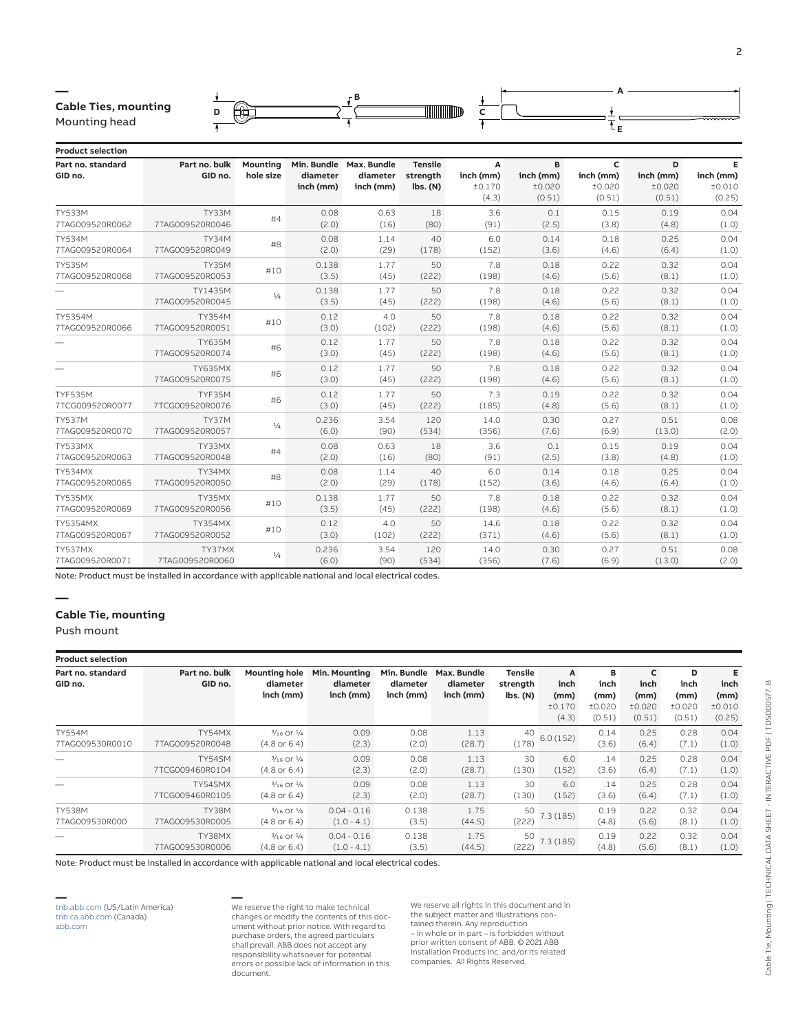## Cable Ties, mounting

Mounting head

D B C A E

**Product selection**

| Part no. standard GID no. | Part no. bulk GID no. | Mounting hole size | Min. Bundle diameter inch (mm) | Max. Bundle diameter inch (mm) | Tensile strength lbs. (N) | A inch (mm) ±0.170 (4.3) | B inch (mm) ±0.020 (0.51) | C inch (mm) ±0.020 (0.51) | D inch (mm) ±0.020 (0.51) | E inch (mm) ±0.010 (0.25) |
|---|---|---|---|---|---|---|---|---|---|---|
| TY533M 7TAG009520R0062 | TY33M 7TAG009520R0046 | #4 | 0.08 (2.0) | 0.63 (16) | 18 (80) | 3.6 (91) | 0.1 (2.5) | 0.15 (3.8) | 0.19 (4.8) | 0.04 (1.0) |
| TY534M 7TAG009520R0064 | TY34M 7TAG009520R0049 | #8 | 0.08 (2.0) | 1.14 (29) | 40 (178) | 6.0 (152) | 0.14 (3.6) | 0.18 (4.6) | 0.25 (6.4) | 0.04 (1.0) |
| TY535M 7TAG009520R0068 | TY35M 7TAG009520R0053 | #10 | 0.138 (3.5) | 1.77 (45) | 50 (222) | 7.8 (198) | 0.18 (4.6) | 0.22 (5.6) | 0.32 (8.1) | 0.04 (1.0) |
| — | TY1435M 7TAG009520R0045 | ¼ | 0.138 (3.5) | 1.77 (45) | 50 (222) | 7.8 (198) | 0.18 (4.6) | 0.22 (5.6) | 0.32 (8.1) | 0.04 (1.0) |
| TY5354M 7TAG009520R0066 | TY354M 7TAG009520R0051 | #10 | 0.12 (3.0) | 4.0 (102) | 50 (222) | 7.8 (198) | 0.18 (4.6) | 0.22 (5.6) | 0.32 (8.1) | 0.04 (1.0) |
| — | TY635M 7TAG009520R0074 | #6 | 0.12 (3.0) | 1.77 (45) | 50 (222) | 7.8 (198) | 0.18 (4.6) | 0.22 (5.6) | 0.32 (8.1) | 0.04 (1.0) |
| — | TY635MX 7TAG009520R0075 | #6 | 0.12 (3.0) | 1.77 (45) | 50 (222) | 7.8 (198) | 0.18 (4.6) | 0.22 (5.6) | 0.32 (8.1) | 0.04 (1.0) |
| TYF535M 7TCG009520R0077 | TYF35M 7TCG009520R0076 | #6 | 0.12 (3.0) | 1.77 (45) | 50 (222) | 7.3 (185) | 0.19 (4.8) | 0.22 (5.6) | 0.32 (8.1) | 0.04 (1.0) |
| TY537M 7TAG009520R0070 | TY37M 7TAG009520R0057 | ¼ | 0.236 (6.0) | 3.54 (90) | 120 (534) | 14.0 (356) | 0.30 (7.6) | 0.27 (6.9) | 0.51 (13.0) | 0.08 (2.0) |
| TY533MX 7TAG009520R0063 | TY33MX 7TAG009520R0048 | #4 | 0.08 (2.0) | 0.63 (16) | 18 (80) | 3.6 (91) | 0.1 (2.5) | 0.15 (3.8) | 0.19 (4.8) | 0.04 (1.0) |
| TY534MX 7TAG009520R0065 | TY34MX 7TAG009520R0050 | #8 | 0.08 (2.0) | 1.14 (29) | 40 (178) | 6.0 (152) | 0.14 (3.6) | 0.18 (4.6) | 0.25 (6.4) | 0.04 (1.0) |
| TY535MX 7TAG009520R0069 | TY35MX 7TAG009520R0056 | #10 | 0.138 (3.5) | 1.77 (45) | 50 (222) | 7.8 (198) | 0.18 (4.6) | 0.22 (5.6) | 0.32 (8.1) | 0.04 (1.0) |
| TY5354MX 7TAG009520R0067 | TY354MX 7TAG009520R0052 | #10 | 0.12 (3.0) | 4.0 (102) | 50 (222) | 14.6 (371) | 0.18 (4.6) | 0.22 (5.6) | 0.32 (8.1) | 0.04 (1.0) |
| TY537MX 7TAG009520R0071 | TY37MX 7TAG009520R0060 | ¼ | 0.236 (6.0) | 3.54 (90) | 120 (534) | 14.0 (356) | 0.30 (7.6) | 0.27 (6.9) | 0.51 (13.0) | 0.08 (2.0) |

Note: Product must be installed in accordance with applicable national and local electrical codes.

## Cable Tie, mounting

Push mount

**Product selection**

| Part no. standard GID no. | Part no. bulk GID no. | Mounting hole diameter inch (mm) | Min. Mounting diameter inch (mm) | Min. Bundle diameter inch (mm) | Max. Bundle diameter inch (mm) | Tensile strength lbs. (N) | A inch (mm) ±0.170 (4.3) | B inch (mm) ±0.020 (0.51) | C inch (mm) ±0.020 (0.51) | D inch (mm) ±0.020 (0.51) | E inch (mm) ±0.010 (0.25) |
|---|---|---|---|---|---|---|---|---|---|---|---|
| TY554M 7TAG009530R0010 | TY54MX 7TAG009520R0048 | 3/16 or ¼ (4.8 or 6.4) | 0.09 (2.3) | 0.08 (2.0) | 1.13 (28.7) | 40 (178) | 6.0 (152) | 0.14 (3.6) | 0.25 (6.4) | 0.28 (7.1) | 0.04 (1.0) |
| — | TY545M 7TCG009460R0104 | 3/16 or ¼ (4.8 or 6.4) | 0.09 (2.3) | 0.08 (2.0) | 1.13 (28.7) | 30 (130) | 6.0 (152) | .14 (3.6) | 0.25 (6.4) | 0.28 (7.1) | 0.04 (1.0) |
| — | TY54SMX 7TCG009460R0105 | 3/16 or ¼ (4.8 or 6.4) | 0.09 (2.3) | 0.08 (2.0) | 1.13 (28.7) | 30 (130) | 6.0 (152) | .14 (3.6) | 0.25 (6.4) | 0.28 (7.1) | 0.04 (1.0) |
| TY538M 7TAG009530R000 | TY38M 7TAG009530R0005 | 3/16 or ¼ (4.8 or 6.4) | 0.04 - 0.16 (1.0 - 4.1) | 0.138 (3.5) | 1.75 (44.5) | 50 (222) | 7.3 (185) | 0.19 (4.8) | 0.22 (5.6) | 0.32 (8.1) | 0.04 (1.0) |
| — | TY38MX 7TAG009530R0006 | 3/16 or ¼ (4.8 or 6.4) | 0.04 - 0.16 (1.0 - 4.1) | 0.138 (3.5) | 1.75 (44.5) | 50 (222) | 7.3 (185) | 0.19 (4.8) | 0.22 (5.6) | 0.32 (8.1) | 0.04 (1.0) |

Note: Product must be installed in accordance with applicable national and local electrical codes.

tnb.abb.com (US/Latin America)
tnb.ca.abb.com (Canada)
abb.com

We reserve the right to make technical changes or modify the contents of this document without prior notice. With regard to purchase orders, the agreed particulars shall prevail. ABB does not accept any responsibility whatsoever for potential errors or possible lack of information in this document.

We reserve all rights in this document and in the subject matter and illustrations contained therein. Any reproduction – in whole or in part – is forbidden without prior written consent of ABB. © 2021 ABB Installation Products Inc. and/or its related companies. All Rights Reserved.